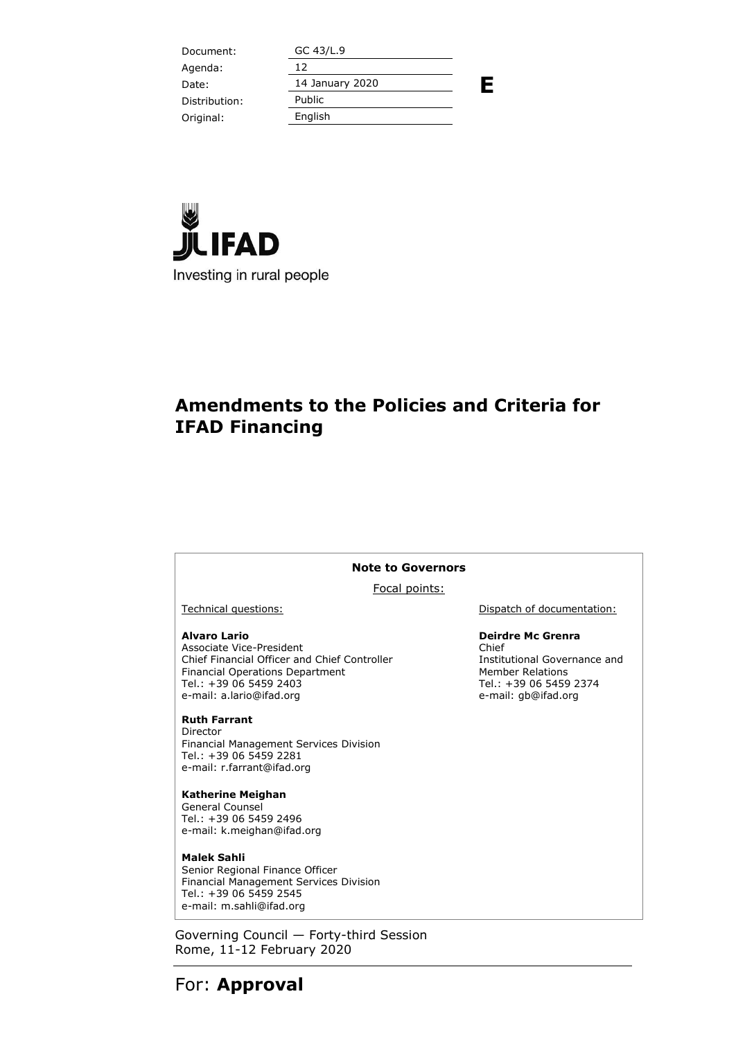| Document: | GC 43/L.9 |
|---|---|
| Agenda: | 12 |
| Date: | 14 January 2020 |
| Distribution: | Public |
| Original: | English |

**E**

IFAD

Investing in rural people

# Amendments to the Policies and Criteria for IFAD Financing

**Note to Governors**

Focal points:

Technical questions:

**Alvaro Lario**
Associate Vice-President
Chief Financial Officer and Chief Controller
Financial Operations Department
Tel.: +39 06 5459 2403
e-mail: a.lario@ifad.org

**Ruth Farrant**
Director
Financial Management Services Division
Tel.: +39 06 5459 2281
e-mail: r.farrant@ifad.org

**Katherine Meighan**
General Counsel
Tel.: +39 06 5459 2496
e-mail: k.meighan@ifad.org

**Malek Sahli**
Senior Regional Finance Officer
Financial Management Services Division
Tel.: +39 06 5459 2545
e-mail: m.sahli@ifad.org

Dispatch of documentation:

**Deirdre Mc Grenra**
Chief
Institutional Governance and Member Relations
Tel.: +39 06 5459 2374
e-mail: gb@ifad.org

Governing Council — Forty-third Session
Rome, 11-12 February 2020

For: **Approval**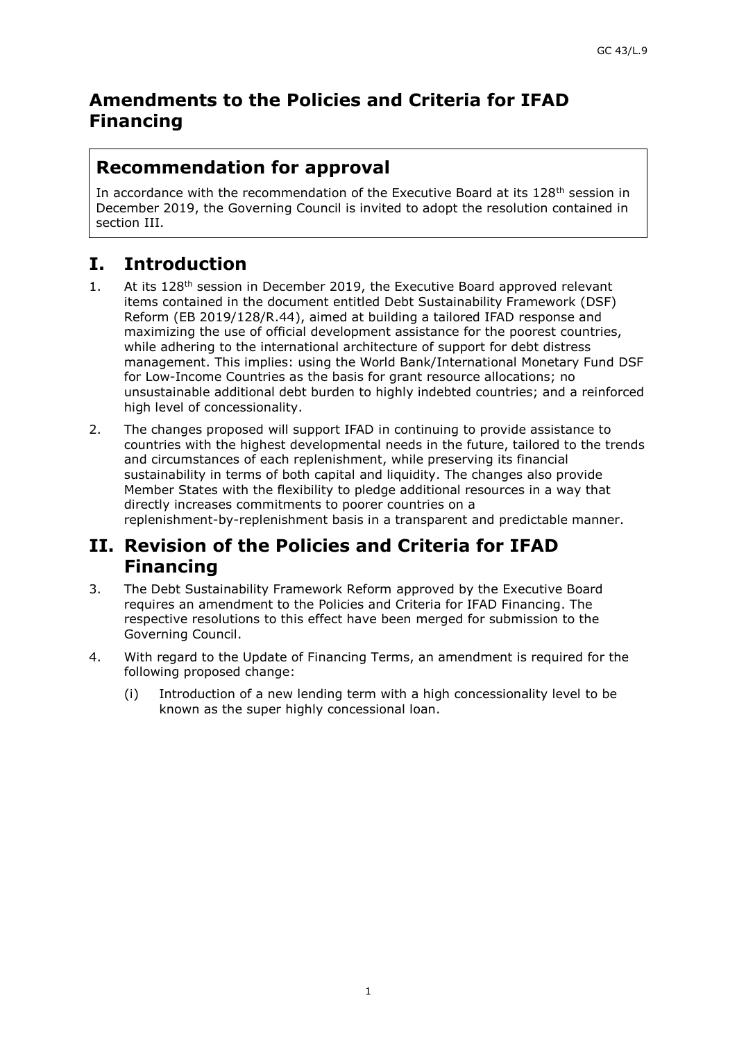# Amendments to the Policies and Criteria for IFAD Financing

## Recommendation for approval

In accordance with the recommendation of the Executive Board at its 128th session in December 2019, the Governing Council is invited to adopt the resolution contained in section III.

## I. Introduction

1. At its 128th session in December 2019, the Executive Board approved relevant items contained in the document entitled Debt Sustainability Framework (DSF) Reform (EB 2019/128/R.44), aimed at building a tailored IFAD response and maximizing the use of official development assistance for the poorest countries, while adhering to the international architecture of support for debt distress management. This implies: using the World Bank/International Monetary Fund DSF for Low-Income Countries as the basis for grant resource allocations; no unsustainable additional debt burden to highly indebted countries; and a reinforced high level of concessionality.

2. The changes proposed will support IFAD in continuing to provide assistance to countries with the highest developmental needs in the future, tailored to the trends and circumstances of each replenishment, while preserving its financial sustainability in terms of both capital and liquidity. The changes also provide Member States with the flexibility to pledge additional resources in a way that directly increases commitments to poorer countries on a replenishment-by-replenishment basis in a transparent and predictable manner.

## II. Revision of the Policies and Criteria for IFAD Financing

3. The Debt Sustainability Framework Reform approved by the Executive Board requires an amendment to the Policies and Criteria for IFAD Financing. The respective resolutions to this effect have been merged for submission to the Governing Council.

4. With regard to the Update of Financing Terms, an amendment is required for the following proposed change:

   (i) Introduction of a new lending term with a high concessionality level to be known as the super highly concessional loan.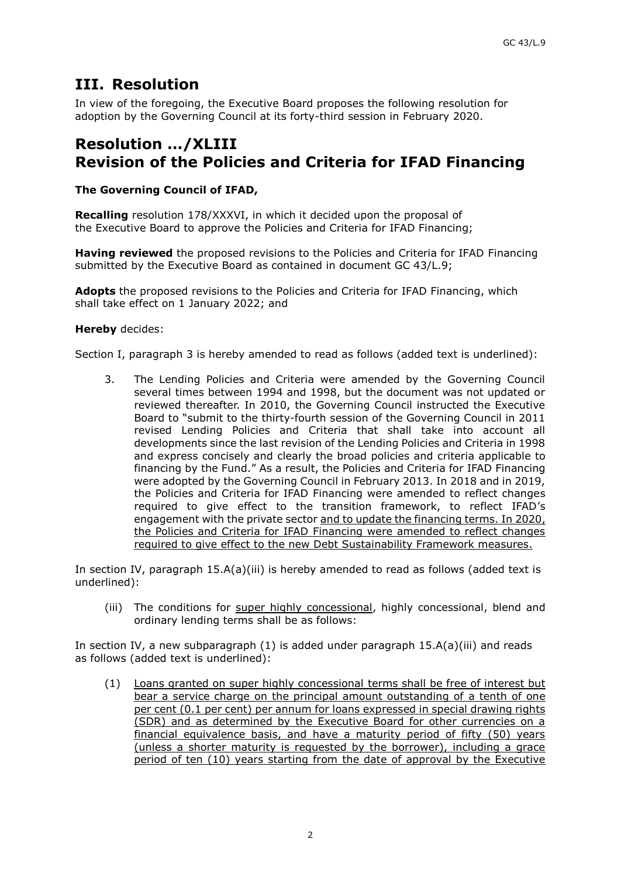# III. Resolution

In view of the foregoing, the Executive Board proposes the following resolution for adoption by the Governing Council at its forty-third session in February 2020.

# Resolution .../XLIII
# Revision of the Policies and Criteria for IFAD Financing

**The Governing Council of IFAD,**

**Recalling** resolution 178/XXXVI, in which it decided upon the proposal of the Executive Board to approve the Policies and Criteria for IFAD Financing;

**Having reviewed** the proposed revisions to the Policies and Criteria for IFAD Financing submitted by the Executive Board as contained in document GC 43/L.9;

**Adopts** the proposed revisions to the Policies and Criteria for IFAD Financing, which shall take effect on 1 January 2022; and

**Hereby** decides:

Section I, paragraph 3 is hereby amended to read as follows (added text is underlined):

> 3. The Lending Policies and Criteria were amended by the Governing Council several times between 1994 and 1998, but the document was not updated or reviewed thereafter. In 2010, the Governing Council instructed the Executive Board to "submit to the thirty-fourth session of the Governing Council in 2011 revised Lending Policies and Criteria that shall take into account all developments since the last revision of the Lending Policies and Criteria in 1998 and express concisely and clearly the broad policies and criteria applicable to financing by the Fund." As a result, the Policies and Criteria for IFAD Financing were adopted by the Governing Council in February 2013. In 2018 and in 2019, the Policies and Criteria for IFAD Financing were amended to reflect changes required to give effect to the transition framework, to reflect IFAD's engagement with the private sector <u>and to update the financing terms. In 2020, the Policies and Criteria for IFAD Financing were amended to reflect changes required to give effect to the new Debt Sustainability Framework measures.</u>

In section IV, paragraph 15.A(a)(iii) is hereby amended to read as follows (added text is underlined):

> (iii) The conditions for <u>super highly concessional</u>, highly concessional, blend and ordinary lending terms shall be as follows:

In section IV, a new subparagraph (1) is added under paragraph 15.A(a)(iii) and reads as follows (added text is underlined):

> (1) <u>Loans granted on super highly concessional terms shall be free of interest but bear a service charge on the principal amount outstanding of a tenth of one per cent (0.1 per cent) per annum for loans expressed in special drawing rights (SDR) and as determined by the Executive Board for other currencies on a financial equivalence basis, and have a maturity period of fifty (50) years (unless a shorter maturity is requested by the borrower), including a grace period of ten (10) years starting from the date of approval by the Executive</u>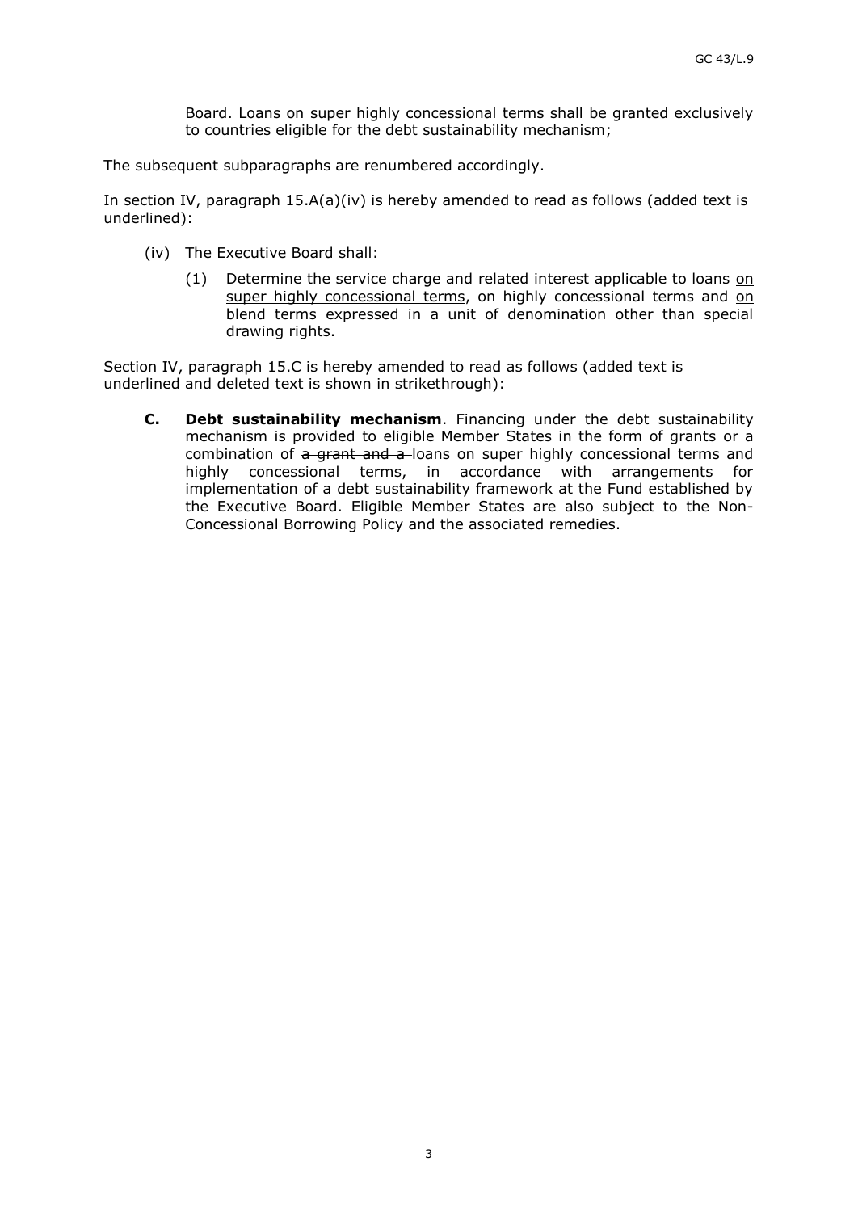<u>Board. Loans on super highly concessional terms shall be granted exclusively to countries eligible for the debt sustainability mechanism;</u>

The subsequent subparagraphs are renumbered accordingly.

In section IV, paragraph 15.A(a)(iv) is hereby amended to read as follows (added text is underlined):

(iv) The Executive Board shall:

(1) Determine the service charge and related interest applicable to loans <u>on super highly concessional terms</u>, on highly concessional terms and <u>on</u> blend terms expressed in a unit of denomination other than special drawing rights.

Section IV, paragraph 15.C is hereby amended to read as follows (added text is underlined and deleted text is shown in strikethrough):

**C. Debt sustainability mechanism**. Financing under the debt sustainability mechanism is provided to eligible Member States in the form of grants or a combination of ~~a grant and a~~ loan<u>s</u> on <u>super highly concessional terms and</u> highly concessional terms, in accordance with arrangements for implementation of a debt sustainability framework at the Fund established by the Executive Board. Eligible Member States are also subject to the Non-Concessional Borrowing Policy and the associated remedies.